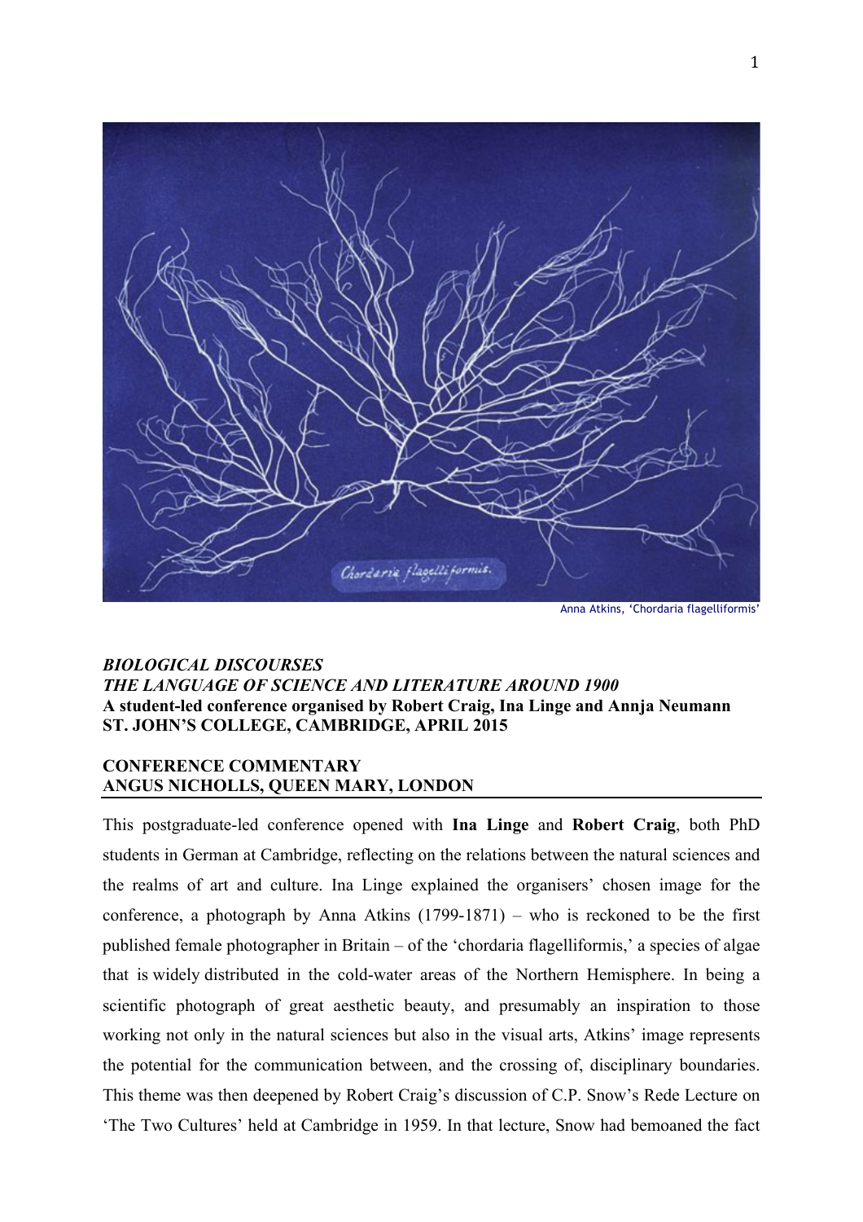Anna Atkins, 'Chordaria flagelliformis'

***BIOLOGICAL DISCOURSES***
***THE LANGUAGE OF SCIENCE AND LITERATURE AROUND 1900***
**A student-led conference organised by Robert Craig, Ina Linge and Annja Neumann**
**ST. JOHN'S COLLEGE, CAMBRIDGE, APRIL 2015**

**CONFERENCE COMMENTARY**
**ANGUS NICHOLLS, QUEEN MARY, LONDON**

This postgraduate-led conference opened with **Ina Linge** and **Robert Craig**, both PhD students in German at Cambridge, reflecting on the relations between the natural sciences and the realms of art and culture. Ina Linge explained the organisers' chosen image for the conference, a photograph by Anna Atkins (1799-1871) – who is reckoned to be the first published female photographer in Britain – of the 'chordaria flagelliformis,' a species of algae that is widely distributed in the cold-water areas of the Northern Hemisphere. In being a scientific photograph of great aesthetic beauty, and presumably an inspiration to those working not only in the natural sciences but also in the visual arts, Atkins' image represents the potential for the communication between, and the crossing of, disciplinary boundaries. This theme was then deepened by Robert Craig's discussion of C.P. Snow's Rede Lecture on 'The Two Cultures' held at Cambridge in 1959. In that lecture, Snow had bemoaned the fact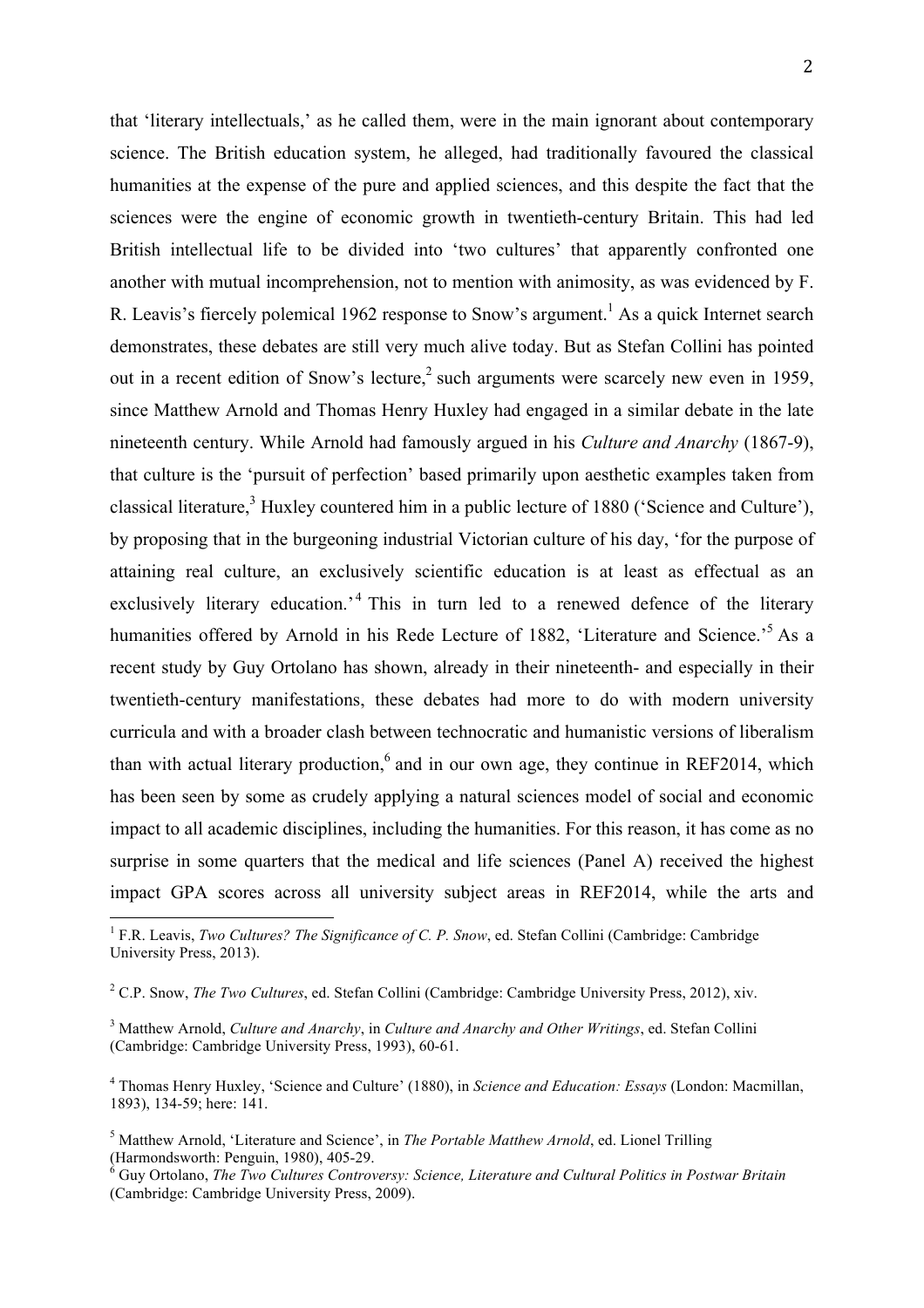that 'literary intellectuals,' as he called them, were in the main ignorant about contemporary science. The British education system, he alleged, had traditionally favoured the classical humanities at the expense of the pure and applied sciences, and this despite the fact that the sciences were the engine of economic growth in twentieth-century Britain. This had led British intellectual life to be divided into 'two cultures' that apparently confronted one another with mutual incomprehension, not to mention with animosity, as was evidenced by F. R. Leavis's fiercely polemical 1962 response to Snow's argument.[1] As a quick Internet search demonstrates, these debates are still very much alive today. But as Stefan Collini has pointed out in a recent edition of Snow's lecture,[2] such arguments were scarcely new even in 1959, since Matthew Arnold and Thomas Henry Huxley had engaged in a similar debate in the late nineteenth century. While Arnold had famously argued in his *Culture and Anarchy* (1867-9), that culture is the 'pursuit of perfection' based primarily upon aesthetic examples taken from classical literature,[3] Huxley countered him in a public lecture of 1880 ('Science and Culture'), by proposing that in the burgeoning industrial Victorian culture of his day, 'for the purpose of attaining real culture, an exclusively scientific education is at least as effectual as an exclusively literary education.'[4] This in turn led to a renewed defence of the literary humanities offered by Arnold in his Rede Lecture of 1882, 'Literature and Science.'[5] As a recent study by Guy Ortolano has shown, already in their nineteenth- and especially in their twentieth-century manifestations, these debates had more to do with modern university curricula and with a broader clash between technocratic and humanistic versions of liberalism than with actual literary production,[6] and in our own age, they continue in REF2014, which has been seen by some as crudely applying a natural sciences model of social and economic impact to all academic disciplines, including the humanities. For this reason, it has come as no surprise in some quarters that the medical and life sciences (Panel A) received the highest impact GPA scores across all university subject areas in REF2014, while the arts and

[1] F.R. Leavis, *Two Cultures? The Significance of C. P. Snow*, ed. Stefan Collini (Cambridge: Cambridge University Press, 2013).

[2] C.P. Snow, *The Two Cultures*, ed. Stefan Collini (Cambridge: Cambridge University Press, 2012), xiv.

[3] Matthew Arnold, *Culture and Anarchy*, in *Culture and Anarchy and Other Writings*, ed. Stefan Collini (Cambridge: Cambridge University Press, 1993), 60-61.

[4] Thomas Henry Huxley, 'Science and Culture' (1880), in *Science and Education: Essays* (London: Macmillan, 1893), 134-59; here: 141.

[5] Matthew Arnold, 'Literature and Science', in *The Portable Matthew Arnold*, ed. Lionel Trilling (Harmondsworth: Penguin, 1980), 405-29.

[6] Guy Ortolano, *The Two Cultures Controversy: Science, Literature and Cultural Politics in Postwar Britain* (Cambridge: Cambridge University Press, 2009).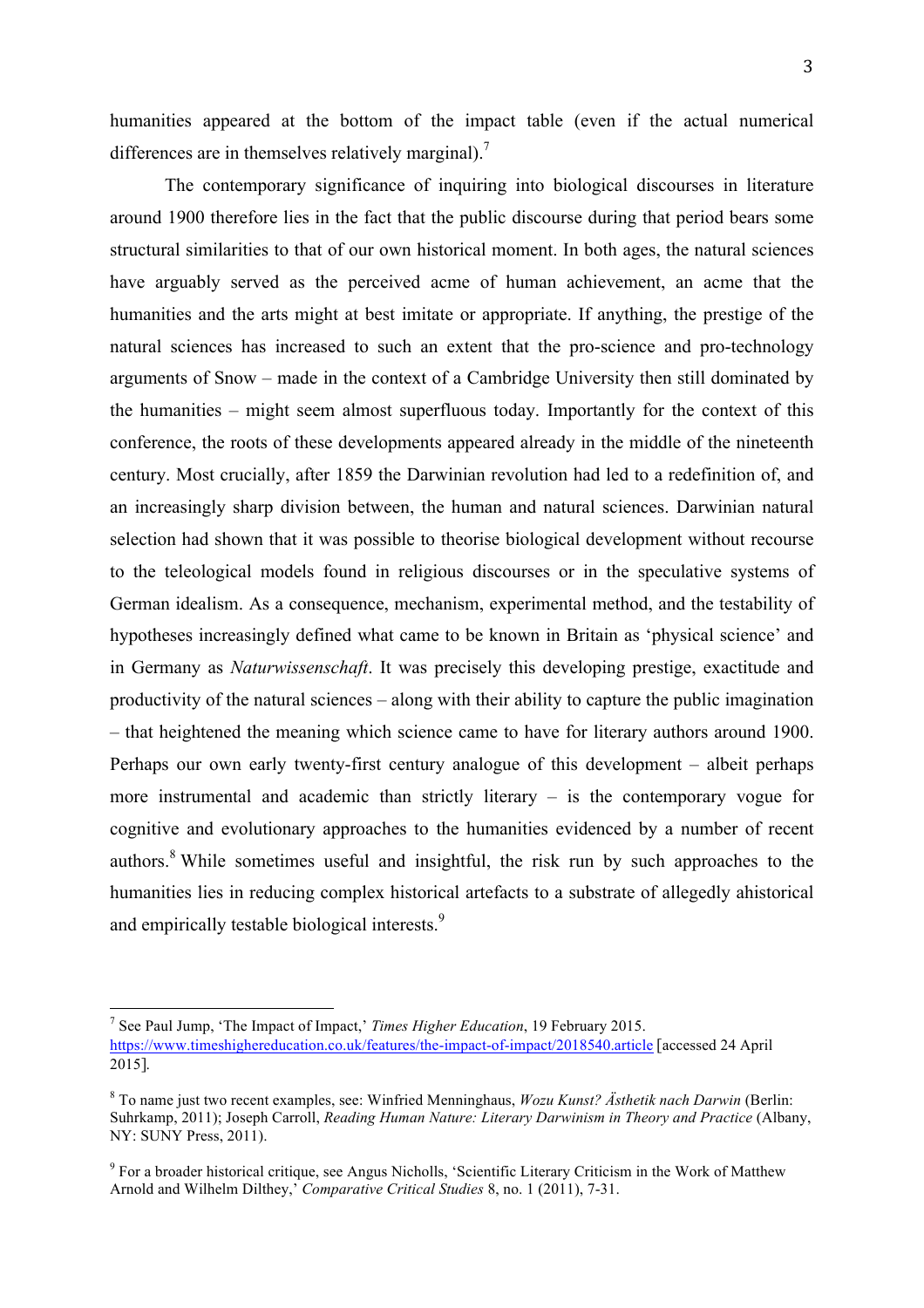humanities appeared at the bottom of the impact table (even if the actual numerical differences are in themselves relatively marginal).[7]

The contemporary significance of inquiring into biological discourses in literature around 1900 therefore lies in the fact that the public discourse during that period bears some structural similarities to that of our own historical moment. In both ages, the natural sciences have arguably served as the perceived acme of human achievement, an acme that the humanities and the arts might at best imitate or appropriate. If anything, the prestige of the natural sciences has increased to such an extent that the pro-science and pro-technology arguments of Snow – made in the context of a Cambridge University then still dominated by the humanities – might seem almost superfluous today. Importantly for the context of this conference, the roots of these developments appeared already in the middle of the nineteenth century. Most crucially, after 1859 the Darwinian revolution had led to a redefinition of, and an increasingly sharp division between, the human and natural sciences. Darwinian natural selection had shown that it was possible to theorise biological development without recourse to the teleological models found in religious discourses or in the speculative systems of German idealism. As a consequence, mechanism, experimental method, and the testability of hypotheses increasingly defined what came to be known in Britain as 'physical science' and in Germany as *Naturwissenschaft*. It was precisely this developing prestige, exactitude and productivity of the natural sciences – along with their ability to capture the public imagination – that heightened the meaning which science came to have for literary authors around 1900. Perhaps our own early twenty-first century analogue of this development – albeit perhaps more instrumental and academic than strictly literary – is the contemporary vogue for cognitive and evolutionary approaches to the humanities evidenced by a number of recent authors.[8] While sometimes useful and insightful, the risk run by such approaches to the humanities lies in reducing complex historical artefacts to a substrate of allegedly ahistorical and empirically testable biological interests.[9]

---

[7] See Paul Jump, 'The Impact of Impact,' *Times Higher Education*, 19 February 2015. https://www.timeshighereducation.co.uk/features/the-impact-of-impact/2018540.article [accessed 24 April 2015].

[8] To name just two recent examples, see: Winfried Menninghaus, *Wozu Kunst? Ästhetik nach Darwin* (Berlin: Suhrkamp, 2011); Joseph Carroll, *Reading Human Nature: Literary Darwinism in Theory and Practice* (Albany, NY: SUNY Press, 2011).

[9] For a broader historical critique, see Angus Nicholls, 'Scientific Literary Criticism in the Work of Matthew Arnold and Wilhelm Dilthey,' *Comparative Critical Studies* 8, no. 1 (2011), 7-31.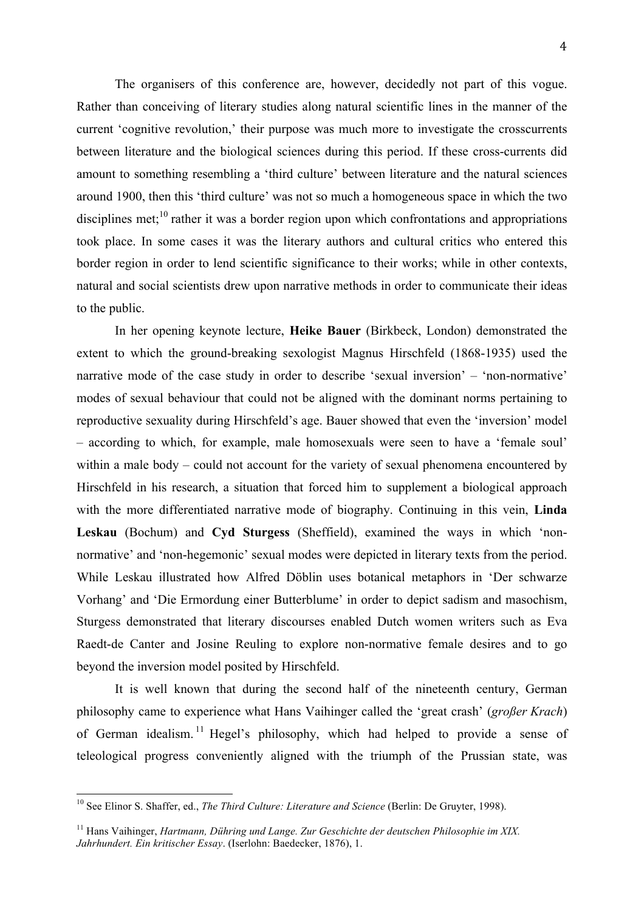The organisers of this conference are, however, decidedly not part of this vogue. Rather than conceiving of literary studies along natural scientific lines in the manner of the current 'cognitive revolution,' their purpose was much more to investigate the crosscurrents between literature and the biological sciences during this period. If these cross-currents did amount to something resembling a 'third culture' between literature and the natural sciences around 1900, then this 'third culture' was not so much a homogeneous space in which the two disciplines met;[10] rather it was a border region upon which confrontations and appropriations took place. In some cases it was the literary authors and cultural critics who entered this border region in order to lend scientific significance to their works; while in other contexts, natural and social scientists drew upon narrative methods in order to communicate their ideas to the public.

In her opening keynote lecture, **Heike Bauer** (Birkbeck, London) demonstrated the extent to which the ground-breaking sexologist Magnus Hirschfeld (1868-1935) used the narrative mode of the case study in order to describe 'sexual inversion' – 'non-normative' modes of sexual behaviour that could not be aligned with the dominant norms pertaining to reproductive sexuality during Hirschfeld's age. Bauer showed that even the 'inversion' model – according to which, for example, male homosexuals were seen to have a 'female soul' within a male body – could not account for the variety of sexual phenomena encountered by Hirschfeld in his research, a situation that forced him to supplement a biological approach with the more differentiated narrative mode of biography. Continuing in this vein, **Linda Leskau** (Bochum) and **Cyd Sturgess** (Sheffield), examined the ways in which 'non-normative' and 'non-hegemonic' sexual modes were depicted in literary texts from the period. While Leskau illustrated how Alfred Döblin uses botanical metaphors in 'Der schwarze Vorhang' and 'Die Ermordung einer Butterblume' in order to depict sadism and masochism, Sturgess demonstrated that literary discourses enabled Dutch women writers such as Eva Raedt-de Canter and Josine Reuling to explore non-normative female desires and to go beyond the inversion model posited by Hirschfeld.

It is well known that during the second half of the nineteenth century, German philosophy came to experience what Hans Vaihinger called the 'great crash' (*großer Krach*) of German idealism.[11] Hegel's philosophy, which had helped to provide a sense of teleological progress conveniently aligned with the triumph of the Prussian state, was

---

[10] See Elinor S. Shaffer, ed., *The Third Culture: Literature and Science* (Berlin: De Gruyter, 1998).

[11] Hans Vaihinger, *Hartmann, Dühring und Lange. Zur Geschichte der deutschen Philosophie im XIX. Jahrhundert. Ein kritischer Essay*. (Iserlohn: Baedecker, 1876), 1.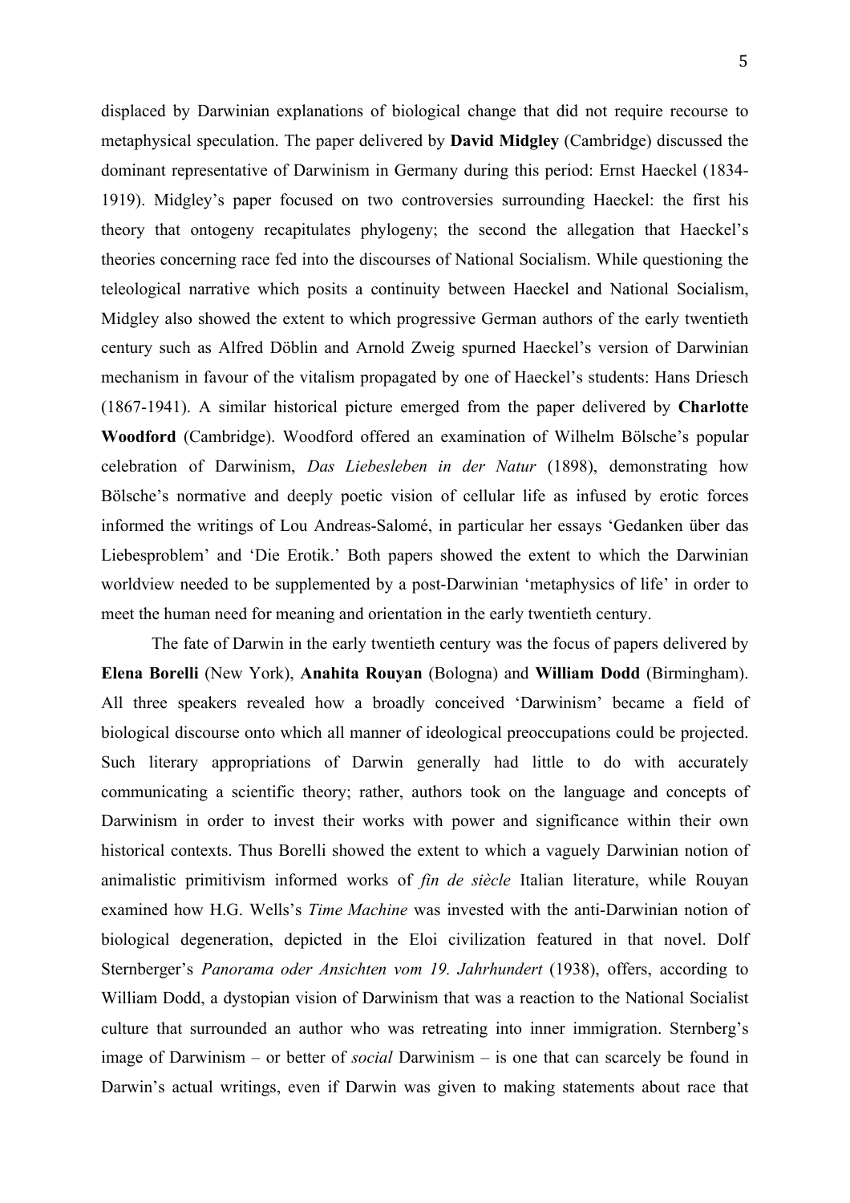displaced by Darwinian explanations of biological change that did not require recourse to metaphysical speculation. The paper delivered by **David Midgley** (Cambridge) discussed the dominant representative of Darwinism in Germany during this period: Ernst Haeckel (1834-1919). Midgley's paper focused on two controversies surrounding Haeckel: the first his theory that ontogeny recapitulates phylogeny; the second the allegation that Haeckel's theories concerning race fed into the discourses of National Socialism. While questioning the teleological narrative which posits a continuity between Haeckel and National Socialism, Midgley also showed the extent to which progressive German authors of the early twentieth century such as Alfred Döblin and Arnold Zweig spurned Haeckel's version of Darwinian mechanism in favour of the vitalism propagated by one of Haeckel's students: Hans Driesch (1867-1941). A similar historical picture emerged from the paper delivered by **Charlotte Woodford** (Cambridge). Woodford offered an examination of Wilhelm Bölsche's popular celebration of Darwinism, *Das Liebesleben in der Natur* (1898), demonstrating how Bölsche's normative and deeply poetic vision of cellular life as infused by erotic forces informed the writings of Lou Andreas-Salomé, in particular her essays 'Gedanken über das Liebesproblem' and 'Die Erotik.' Both papers showed the extent to which the Darwinian worldview needed to be supplemented by a post-Darwinian 'metaphysics of life' in order to meet the human need for meaning and orientation in the early twentieth century.

The fate of Darwin in the early twentieth century was the focus of papers delivered by **Elena Borelli** (New York), **Anahita Rouyan** (Bologna) and **William Dodd** (Birmingham). All three speakers revealed how a broadly conceived 'Darwinism' became a field of biological discourse onto which all manner of ideological preoccupations could be projected. Such literary appropriations of Darwin generally had little to do with accurately communicating a scientific theory; rather, authors took on the language and concepts of Darwinism in order to invest their works with power and significance within their own historical contexts. Thus Borelli showed the extent to which a vaguely Darwinian notion of animalistic primitivism informed works of *fin de siècle* Italian literature, while Rouyan examined how H.G. Wells's *Time Machine* was invested with the anti-Darwinian notion of biological degeneration, depicted in the Eloi civilization featured in that novel. Dolf Sternberger's *Panorama oder Ansichten vom 19. Jahrhundert* (1938), offers, according to William Dodd, a dystopian vision of Darwinism that was a reaction to the National Socialist culture that surrounded an author who was retreating into inner immigration. Sternberg's image of Darwinism – or better of *social* Darwinism – is one that can scarcely be found in Darwin's actual writings, even if Darwin was given to making statements about race that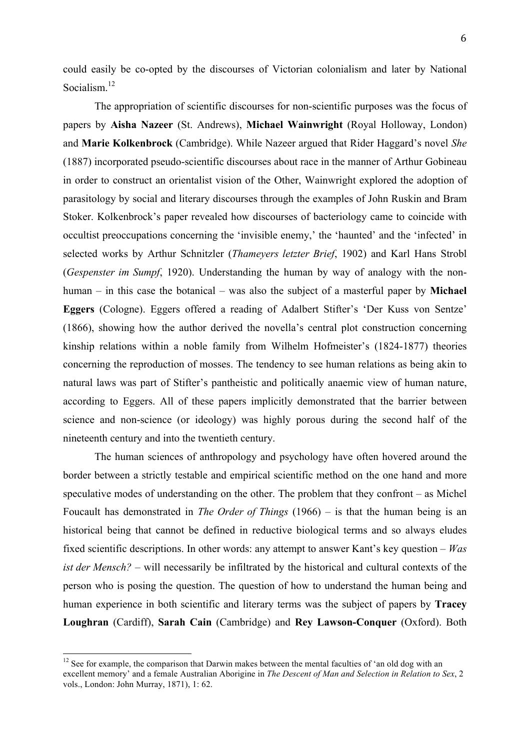could easily be co-opted by the discourses of Victorian colonialism and later by National Socialism.[12]

The appropriation of scientific discourses for non-scientific purposes was the focus of papers by **Aisha Nazeer** (St. Andrews), **Michael Wainwright** (Royal Holloway, London) and **Marie Kolkenbrock** (Cambridge). While Nazeer argued that Rider Haggard's novel *She* (1887) incorporated pseudo-scientific discourses about race in the manner of Arthur Gobineau in order to construct an orientalist vision of the Other, Wainwright explored the adoption of parasitology by social and literary discourses through the examples of John Ruskin and Bram Stoker. Kolkenbrock's paper revealed how discourses of bacteriology came to coincide with occultist preoccupations concerning the 'invisible enemy,' the 'haunted' and the 'infected' in selected works by Arthur Schnitzler (*Thameyers letzter Brief*, 1902) and Karl Hans Strobl (*Gespenster im Sumpf*, 1920). Understanding the human by way of analogy with the non-human – in this case the botanical – was also the subject of a masterful paper by **Michael Eggers** (Cologne). Eggers offered a reading of Adalbert Stifter's 'Der Kuss von Sentze' (1866), showing how the author derived the novella's central plot construction concerning kinship relations within a noble family from Wilhelm Hofmeister's (1824-1877) theories concerning the reproduction of mosses. The tendency to see human relations as being akin to natural laws was part of Stifter's pantheistic and politically anaemic view of human nature, according to Eggers. All of these papers implicitly demonstrated that the barrier between science and non-science (or ideology) was highly porous during the second half of the nineteenth century and into the twentieth century.

The human sciences of anthropology and psychology have often hovered around the border between a strictly testable and empirical scientific method on the one hand and more speculative modes of understanding on the other. The problem that they confront – as Michel Foucault has demonstrated in *The Order of Things* (1966) – is that the human being is an historical being that cannot be defined in reductive biological terms and so always eludes fixed scientific descriptions. In other words: any attempt to answer Kant's key question – *Was ist der Mensch?* – will necessarily be infiltrated by the historical and cultural contexts of the person who is posing the question. The question of how to understand the human being and human experience in both scientific and literary terms was the subject of papers by **Tracey Loughran** (Cardiff), **Sarah Cain** (Cambridge) and **Rey Lawson-Conquer** (Oxford). Both

---

[12] See for example, the comparison that Darwin makes between the mental faculties of 'an old dog with an excellent memory' and a female Australian Aborigine in *The Descent of Man and Selection in Relation to Sex*, 2 vols., London: John Murray, 1871), 1: 62.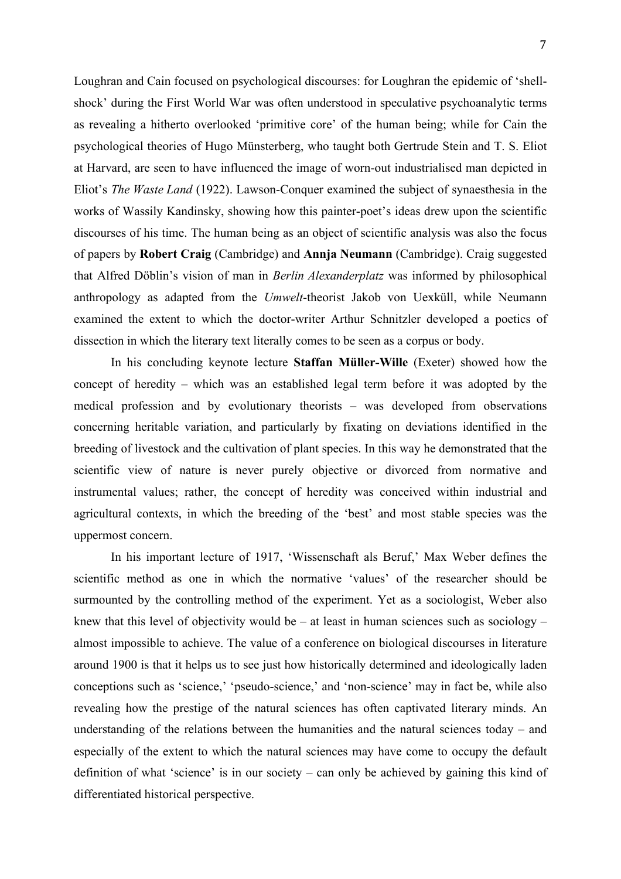Loughran and Cain focused on psychological discourses: for Loughran the epidemic of 'shell-shock' during the First World War was often understood in speculative psychoanalytic terms as revealing a hitherto overlooked 'primitive core' of the human being; while for Cain the psychological theories of Hugo Münsterberg, who taught both Gertrude Stein and T. S. Eliot at Harvard, are seen to have influenced the image of worn-out industrialised man depicted in Eliot's *The Waste Land* (1922). Lawson-Conquer examined the subject of synaesthesia in the works of Wassily Kandinsky, showing how this painter-poet's ideas drew upon the scientific discourses of his time. The human being as an object of scientific analysis was also the focus of papers by **Robert Craig** (Cambridge) and **Annja Neumann** (Cambridge). Craig suggested that Alfred Döblin's vision of man in *Berlin Alexanderplatz* was informed by philosophical anthropology as adapted from the *Umwelt*-theorist Jakob von Uexküll, while Neumann examined the extent to which the doctor-writer Arthur Schnitzler developed a poetics of dissection in which the literary text literally comes to be seen as a corpus or body.

In his concluding keynote lecture **Staffan Müller-Wille** (Exeter) showed how the concept of heredity – which was an established legal term before it was adopted by the medical profession and by evolutionary theorists – was developed from observations concerning heritable variation, and particularly by fixating on deviations identified in the breeding of livestock and the cultivation of plant species. In this way he demonstrated that the scientific view of nature is never purely objective or divorced from normative and instrumental values; rather, the concept of heredity was conceived within industrial and agricultural contexts, in which the breeding of the 'best' and most stable species was the uppermost concern.

In his important lecture of 1917, 'Wissenschaft als Beruf,' Max Weber defines the scientific method as one in which the normative 'values' of the researcher should be surmounted by the controlling method of the experiment. Yet as a sociologist, Weber also knew that this level of objectivity would be – at least in human sciences such as sociology – almost impossible to achieve. The value of a conference on biological discourses in literature around 1900 is that it helps us to see just how historically determined and ideologically laden conceptions such as 'science,' 'pseudo-science,' and 'non-science' may in fact be, while also revealing how the prestige of the natural sciences has often captivated literary minds. An understanding of the relations between the humanities and the natural sciences today – and especially of the extent to which the natural sciences may have come to occupy the default definition of what 'science' is in our society – can only be achieved by gaining this kind of differentiated historical perspective.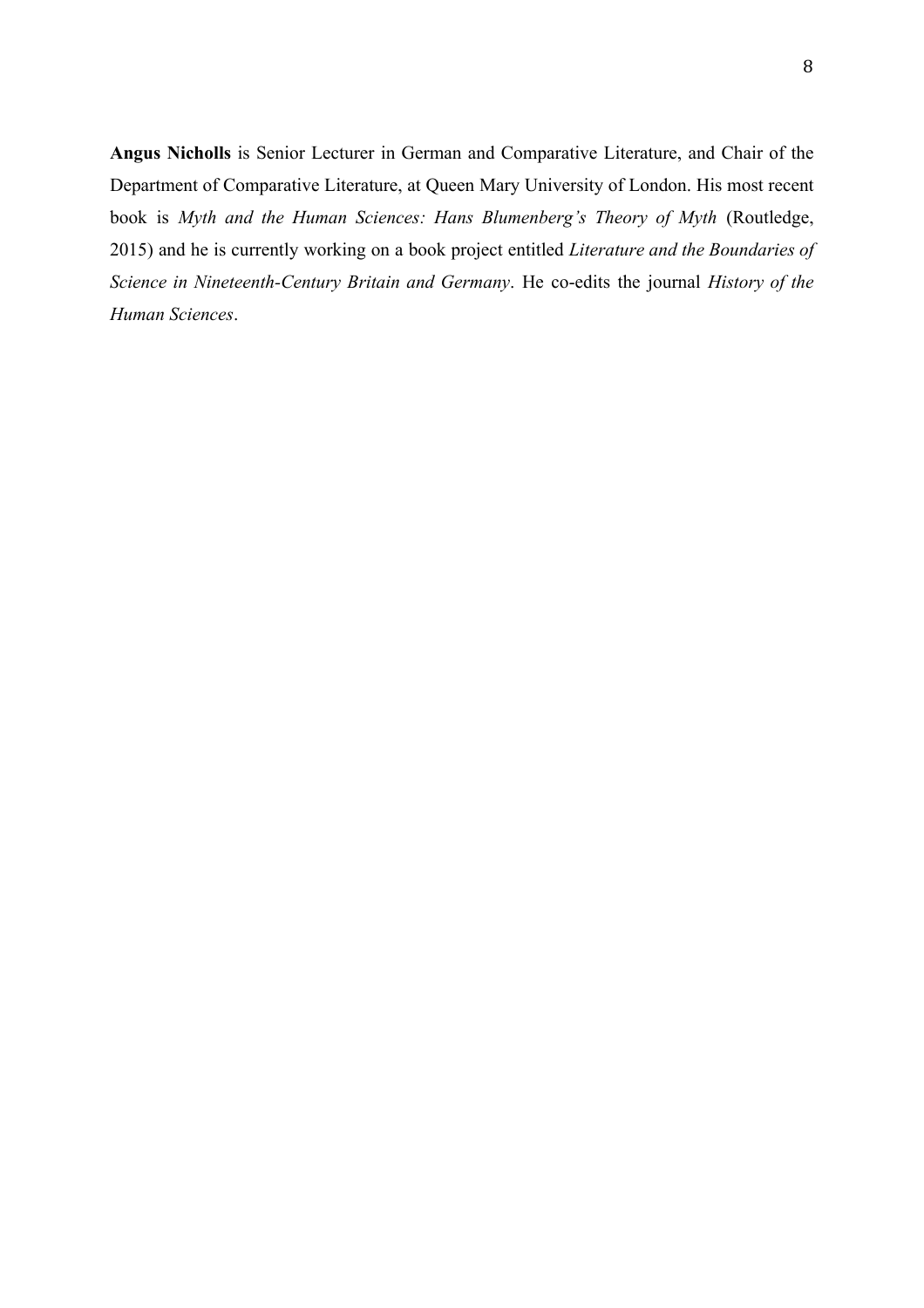**Angus Nicholls** is Senior Lecturer in German and Comparative Literature, and Chair of the Department of Comparative Literature, at Queen Mary University of London. His most recent book is *Myth and the Human Sciences: Hans Blumenberg's Theory of Myth* (Routledge, 2015) and he is currently working on a book project entitled *Literature and the Boundaries of Science in Nineteenth-Century Britain and Germany*. He co-edits the journal *History of the Human Sciences*.